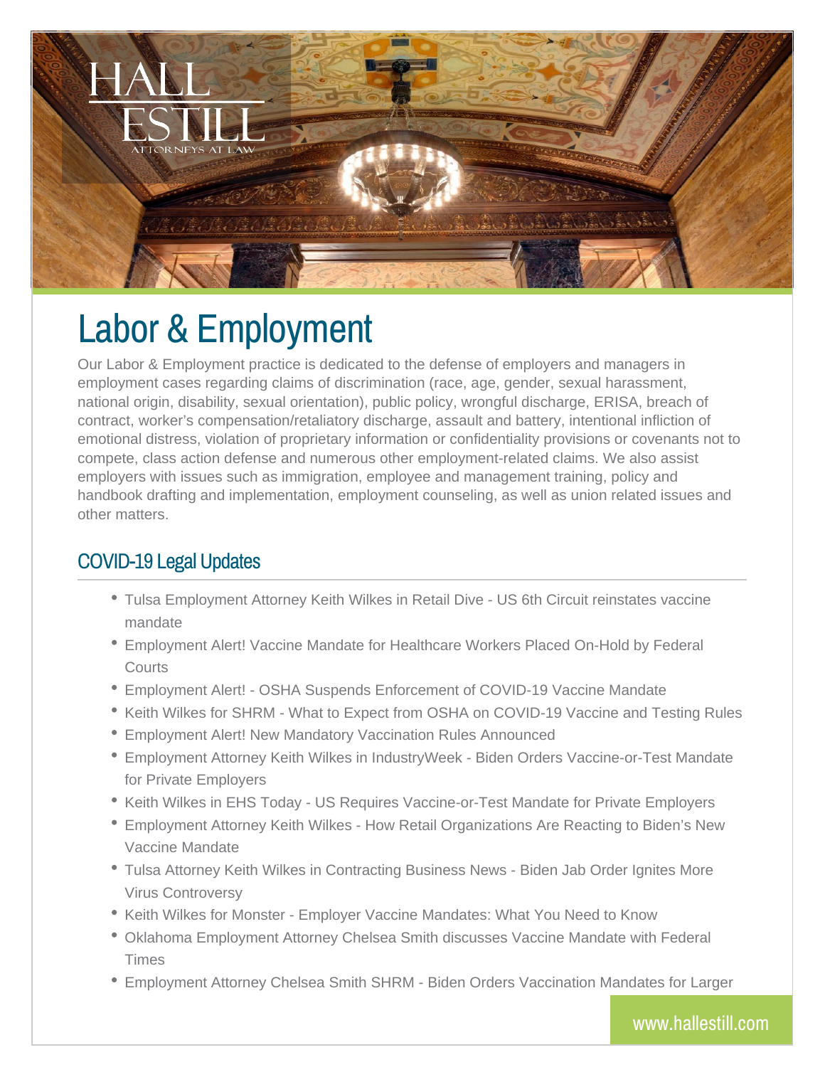# Labor & Employment

Our Labor & Employment practice is dedicated to the defense of employers and managers in employment cases regarding claims of discrimination (race, age, gender, sexual harassment, national origin, disability, sexual orientation), public policy, wrongful discharge, ERISA, breach of contract, worker's compensation/retaliatory discharge, assault and battery, intentional infliction of emotional distress, violation of proprietary information or confidentiality provisions or covenants not to compete, class action defense and numerous other employment-related claims. We also assist employers with issues such as immigration, employee and management training, policy and handbook drafting and implementation, employment counseling, as well as union related issues and other matters.

## COVID-19 Legal Updates

- Tulsa Employment Attorney Keith Wilkes in Retail Dive - US 6th Circuit reinstates vaccine mandate
- Employment Alert! Vaccine Mandate for Healthcare Workers Placed On-Hold by Federal Courts
- Employment Alert! - OSHA Suspends Enforcement of COVID-19 Vaccine Mandate
- Keith Wilkes for SHRM - What to Expect from OSHA on COVID-19 Vaccine and Testing Rules
- Employment Alert! New Mandatory Vaccination Rules Announced
- Employment Attorney Keith Wilkes in IndustryWeek - Biden Orders Vaccine-or-Test Mandate for Private Employers
- Keith Wilkes in EHS Today - US Requires Vaccine-or-Test Mandate for Private Employers
- Employment Attorney Keith Wilkes - How Retail Organizations Are Reacting to Biden's New Vaccine Mandate
- Tulsa Attorney Keith Wilkes in Contracting Business News - Biden Jab Order Ignites More Virus Controversy
- Keith Wilkes for Monster - Employer Vaccine Mandates: What You Need to Know
- Oklahoma Employment Attorney Chelsea Smith discusses Vaccine Mandate with Federal Times
- Employment Attorney Chelsea Smith SHRM - Biden Orders Vaccination Mandates for Larger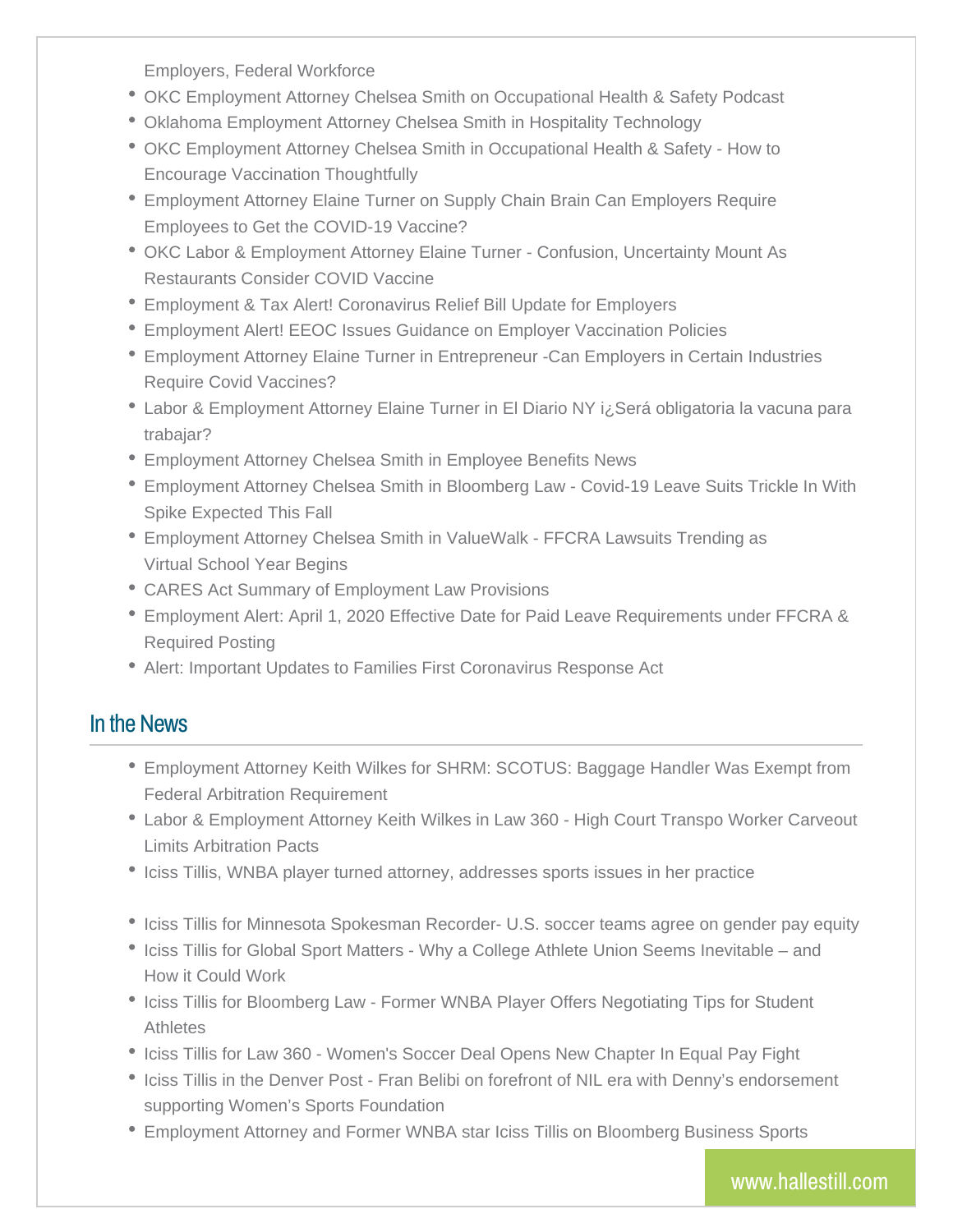Employers, Federal Workforce

- OKC Employment Attorney Chelsea Smith on Occupational Health & Safety Podcast
- Oklahoma Employment Attorney Chelsea Smith in Hospitality Technology
- OKC Employment Attorney Chelsea Smith in Occupational Health & Safety - How to Encourage Vaccination Thoughtfully
- Employment Attorney Elaine Turner on Supply Chain Brain Can Employers Require Employees to Get the COVID-19 Vaccine?
- OKC Labor & Employment Attorney Elaine Turner - Confusion, Uncertainty Mount As Restaurants Consider COVID Vaccine
- Employment & Tax Alert! Coronavirus Relief Bill Update for Employers
- Employment Alert! EEOC Issues Guidance on Employer Vaccination Policies
- Employment Attorney Elaine Turner in Entrepreneur -Can Employers in Certain Industries Require Covid Vaccines?
- Labor & Employment Attorney Elaine Turner in El Diario NY ¡¿Será obligatoria la vacuna para trabajar?
- Employment Attorney Chelsea Smith in Employee Benefits News
- Employment Attorney Chelsea Smith in Bloomberg Law - Covid-19 Leave Suits Trickle In With Spike Expected This Fall
- Employment Attorney Chelsea Smith in ValueWalk - FFCRA Lawsuits Trending as Virtual School Year Begins
- CARES Act Summary of Employment Law Provisions
- Employment Alert: April 1, 2020 Effective Date for Paid Leave Requirements under FFCRA & Required Posting
- Alert: Important Updates to Families First Coronavirus Response Act

## In the News

- Employment Attorney Keith Wilkes for SHRM: SCOTUS: Baggage Handler Was Exempt from Federal Arbitration Requirement
- Labor & Employment Attorney Keith Wilkes in Law 360 - High Court Transpo Worker Carveout Limits Arbitration Pacts
- Iciss Tillis, WNBA player turned attorney, addresses sports issues in her practice
- Iciss Tillis for Minnesota Spokesman Recorder- U.S. soccer teams agree on gender pay equity
- Iciss Tillis for Global Sport Matters - Why a College Athlete Union Seems Inevitable – and How it Could Work
- Iciss Tillis for Bloomberg Law - Former WNBA Player Offers Negotiating Tips for Student Athletes
- Iciss Tillis for Law 360 - Women's Soccer Deal Opens New Chapter In Equal Pay Fight
- Iciss Tillis in the Denver Post - Fran Belibi on forefront of NIL era with Denny's endorsement supporting Women's Sports Foundation
- Employment Attorney and Former WNBA star Iciss Tillis on Bloomberg Business Sports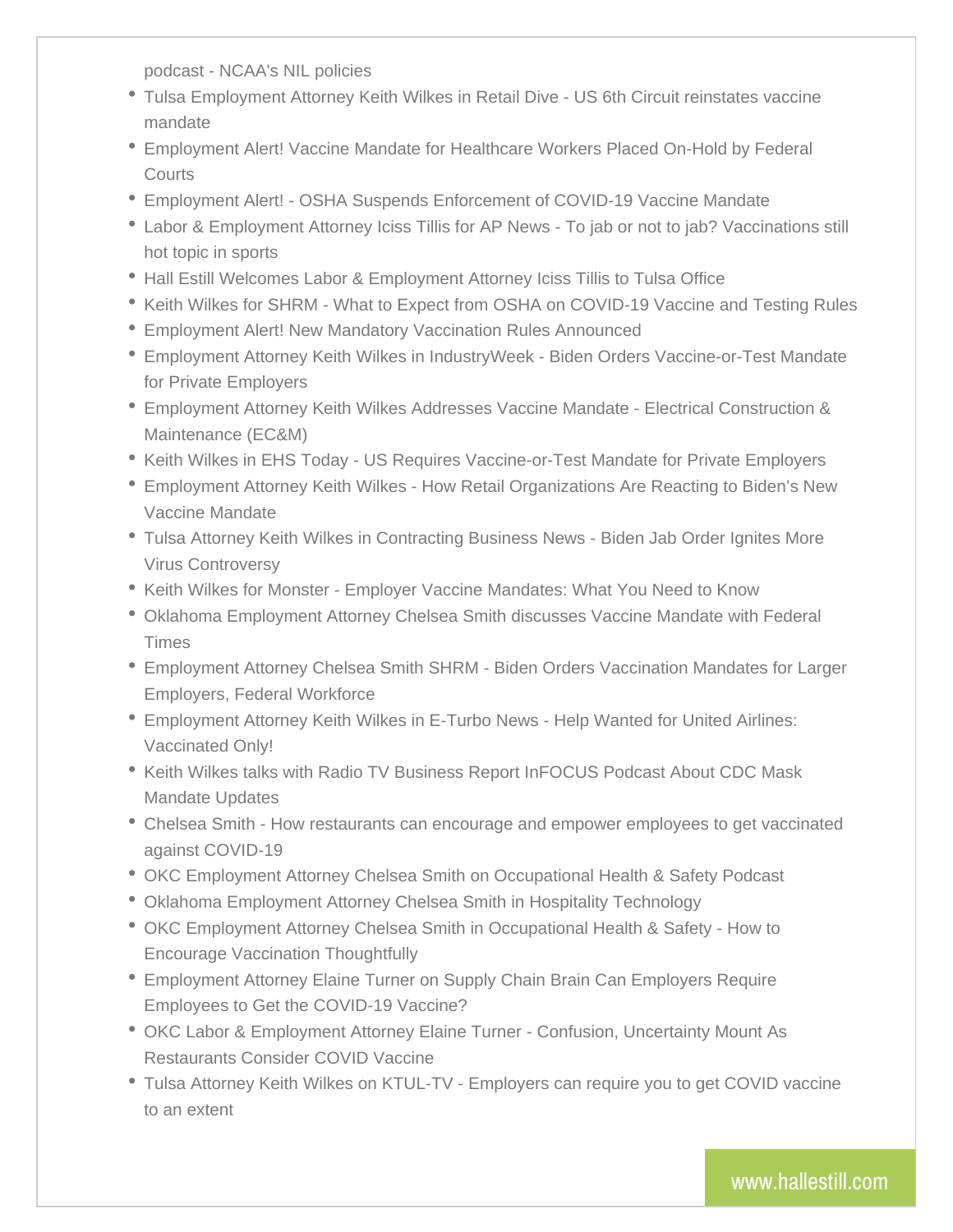podcast - NCAA's NIL policies

- Tulsa Employment Attorney Keith Wilkes in Retail Dive - US 6th Circuit reinstates vaccine mandate
- Employment Alert! Vaccine Mandate for Healthcare Workers Placed On-Hold by Federal Courts
- Employment Alert! - OSHA Suspends Enforcement of COVID-19 Vaccine Mandate
- Labor & Employment Attorney Iciss Tillis for AP News - To jab or not to jab? Vaccinations still hot topic in sports
- Hall Estill Welcomes Labor & Employment Attorney Iciss Tillis to Tulsa Office
- Keith Wilkes for SHRM - What to Expect from OSHA on COVID-19 Vaccine and Testing Rules
- Employment Alert! New Mandatory Vaccination Rules Announced
- Employment Attorney Keith Wilkes in IndustryWeek - Biden Orders Vaccine-or-Test Mandate for Private Employers
- Employment Attorney Keith Wilkes Addresses Vaccine Mandate - Electrical Construction & Maintenance (EC&M)
- Keith Wilkes in EHS Today - US Requires Vaccine-or-Test Mandate for Private Employers
- Employment Attorney Keith Wilkes - How Retail Organizations Are Reacting to Biden's New Vaccine Mandate
- Tulsa Attorney Keith Wilkes in Contracting Business News - Biden Jab Order Ignites More Virus Controversy
- Keith Wilkes for Monster - Employer Vaccine Mandates: What You Need to Know
- Oklahoma Employment Attorney Chelsea Smith discusses Vaccine Mandate with Federal Times
- Employment Attorney Chelsea Smith SHRM - Biden Orders Vaccination Mandates for Larger Employers, Federal Workforce
- Employment Attorney Keith Wilkes in E-Turbo News - Help Wanted for United Airlines: Vaccinated Only!
- Keith Wilkes talks with Radio TV Business Report InFOCUS Podcast About CDC Mask Mandate Updates
- Chelsea Smith - How restaurants can encourage and empower employees to get vaccinated against COVID-19
- OKC Employment Attorney Chelsea Smith on Occupational Health & Safety Podcast
- Oklahoma Employment Attorney Chelsea Smith in Hospitality Technology
- OKC Employment Attorney Chelsea Smith in Occupational Health & Safety - How to Encourage Vaccination Thoughtfully
- Employment Attorney Elaine Turner on Supply Chain Brain Can Employers Require Employees to Get the COVID-19 Vaccine?
- OKC Labor & Employment Attorney Elaine Turner - Confusion, Uncertainty Mount As Restaurants Consider COVID Vaccine
- Tulsa Attorney Keith Wilkes on KTUL-TV - Employers can require you to get COVID vaccine to an extent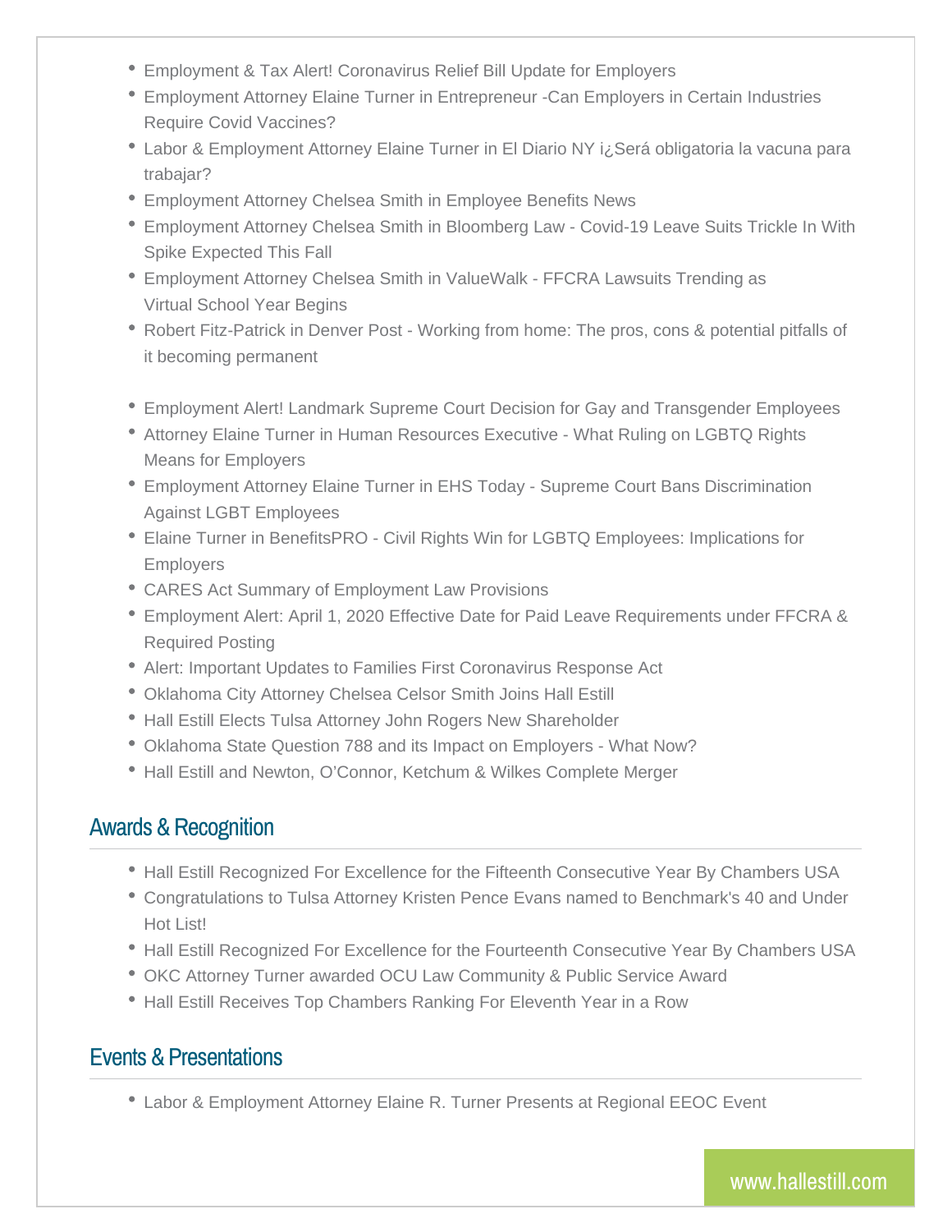- Employment & Tax Alert! Coronavirus Relief Bill Update for Employers
- Employment Attorney Elaine Turner in Entrepreneur -Can Employers in Certain Industries Require Covid Vaccines?
- Labor & Employment Attorney Elaine Turner in El Diario NY ¡¿Será obligatoria la vacuna para trabajar?
- Employment Attorney Chelsea Smith in Employee Benefits News
- Employment Attorney Chelsea Smith in Bloomberg Law - Covid-19 Leave Suits Trickle In With Spike Expected This Fall
- Employment Attorney Chelsea Smith in ValueWalk - FFCRA Lawsuits Trending as Virtual School Year Begins
- Robert Fitz-Patrick in Denver Post - Working from home: The pros, cons & potential pitfalls of it becoming permanent
- Employment Alert! Landmark Supreme Court Decision for Gay and Transgender Employees
- Attorney Elaine Turner in Human Resources Executive - What Ruling on LGBTQ Rights Means for Employers
- Employment Attorney Elaine Turner in EHS Today - Supreme Court Bans Discrimination Against LGBT Employees
- Elaine Turner in BenefitsPRO - Civil Rights Win for LGBTQ Employees: Implications for Employers
- CARES Act Summary of Employment Law Provisions
- Employment Alert: April 1, 2020 Effective Date for Paid Leave Requirements under FFCRA & Required Posting
- Alert: Important Updates to Families First Coronavirus Response Act
- Oklahoma City Attorney Chelsea Celsor Smith Joins Hall Estill
- Hall Estill Elects Tulsa Attorney John Rogers New Shareholder
- Oklahoma State Question 788 and its Impact on Employers - What Now?
- Hall Estill and Newton, O'Connor, Ketchum & Wilkes Complete Merger

## Awards & Recognition

- Hall Estill Recognized For Excellence for the Fifteenth Consecutive Year By Chambers USA
- Congratulations to Tulsa Attorney Kristen Pence Evans named to Benchmark's 40 and Under Hot List!
- Hall Estill Recognized For Excellence for the Fourteenth Consecutive Year By Chambers USA
- OKC Attorney Turner awarded OCU Law Community & Public Service Award
- Hall Estill Receives Top Chambers Ranking For Eleventh Year in a Row

## Events & Presentations

- Labor & Employment Attorney Elaine R. Turner Presents at Regional EEOC Event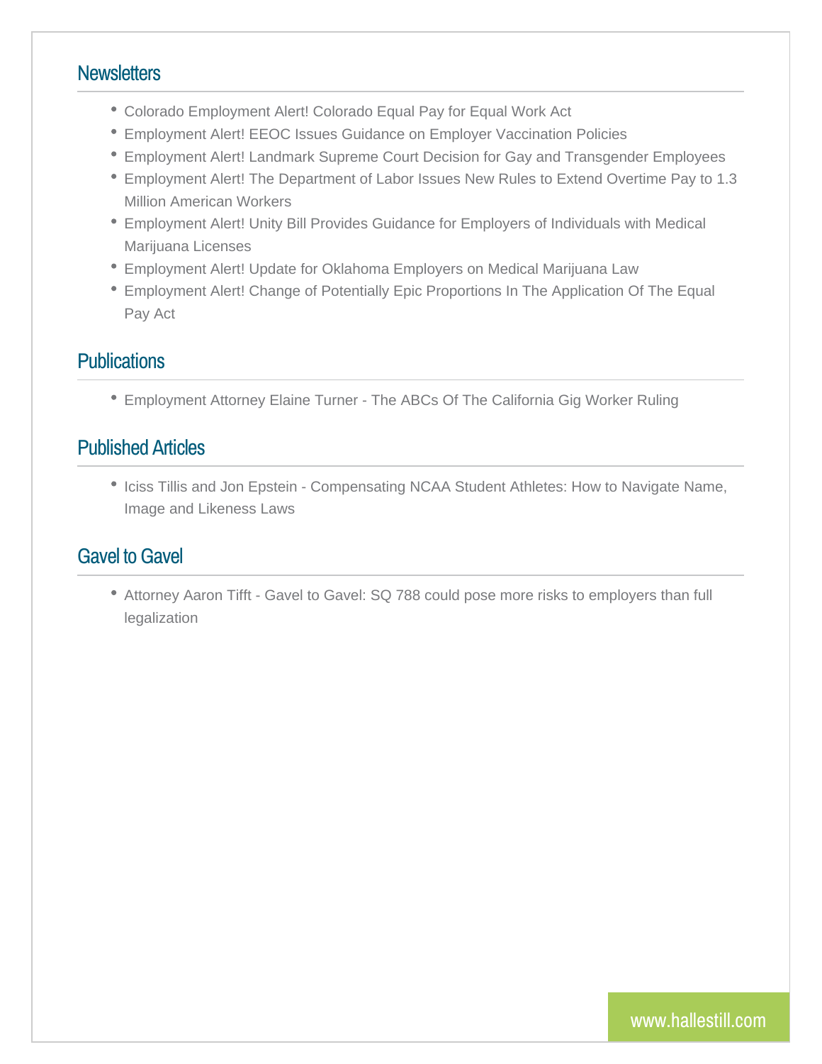## Newsletters

- Colorado Employment Alert! Colorado Equal Pay for Equal Work Act
- Employment Alert! EEOC Issues Guidance on Employer Vaccination Policies
- Employment Alert! Landmark Supreme Court Decision for Gay and Transgender Employees
- Employment Alert! The Department of Labor Issues New Rules to Extend Overtime Pay to 1.3 Million American Workers
- Employment Alert! Unity Bill Provides Guidance for Employers of Individuals with Medical Marijuana Licenses
- Employment Alert! Update for Oklahoma Employers on Medical Marijuana Law
- Employment Alert! Change of Potentially Epic Proportions In The Application Of The Equal Pay Act

## Publications

- Employment Attorney Elaine Turner - The ABCs Of The California Gig Worker Ruling

## Published Articles

- Iciss Tillis and Jon Epstein - Compensating NCAA Student Athletes: How to Navigate Name, Image and Likeness Laws

## Gavel to Gavel

- Attorney Aaron Tifft - Gavel to Gavel: SQ 788 could pose more risks to employers than full legalization